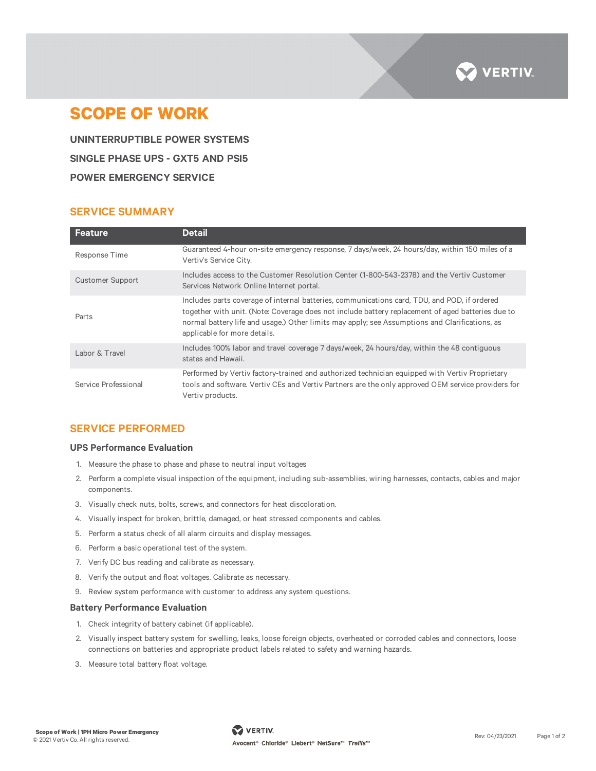# SCOPE OF WORK

## UNINTERRUPTIBLE POWER SYSTEMS

## SINGLE PHASE UPS - GXT5 AND PSI5

## POWER EMERGENCY SERVICE

## SERVICE SUMMARY

| Feature | Detail |
|---|---|
| Response Time | Guaranteed 4-hour on-site emergency response, 7 days/week, 24 hours/day, within 150 miles of a Vertiv's Service City. |
| Customer Support | Includes access to the Customer Resolution Center (1-800-543-2378) and the Vertiv Customer Services Network Online Internet portal. |
| Parts | Includes parts coverage of internal batteries, communications card, TDU, and POD, if ordered together with unit. (Note: Coverage does not include battery replacement of aged batteries due to normal battery life and usage.) Other limits may apply; see Assumptions and Clarifications, as applicable for more details. |
| Labor & Travel | Includes 100% labor and travel coverage 7 days/week, 24 hours/day, within the 48 contiguous states and Hawaii. |
| Service Professional | Performed by Vertiv factory-trained and authorized technician equipped with Vertiv Proprietary tools and software. Vertiv CEs and Vertiv Partners are the only approved OEM service providers for Vertiv products. |

## SERVICE PERFORMED

### UPS Performance Evaluation

1. Measure the phase to phase and phase to neutral input voltages
2. Perform a complete visual inspection of the equipment, including sub-assemblies, wiring harnesses, contacts, cables and major components.
3. Visually check nuts, bolts, screws, and connectors for heat discoloration.
4. Visually inspect for broken, brittle, damaged, or heat stressed components and cables.
5. Perform a status check of all alarm circuits and display messages.
6. Perform a basic operational test of the system.
7. Verify DC bus reading and calibrate as necessary.
8. Verify the output and float voltages. Calibrate as necessary.
9. Review system performance with customer to address any system questions.

### Battery Performance Evaluation

1. Check integrity of battery cabinet (if applicable).
2. Visually inspect battery system for swelling, leaks, loose foreign objects, overheated or corroded cables and connectors, loose connections on batteries and appropriate product labels related to safety and warning hazards.
3. Measure total battery float voltage.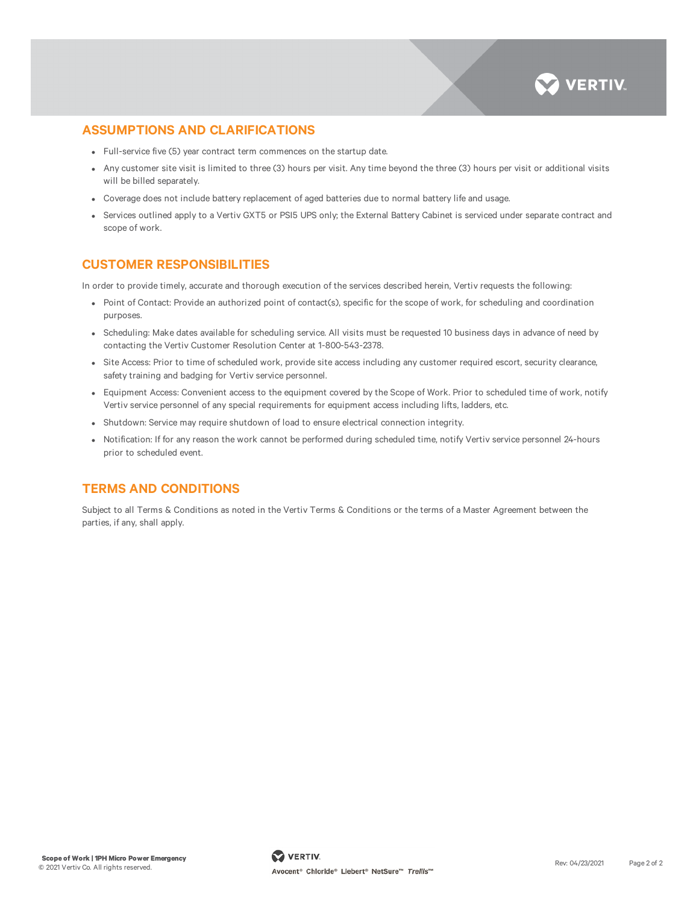## ASSUMPTIONS AND CLARIFICATIONS

- Full-service five (5) year contract term commences on the startup date.
- Any customer site visit is limited to three (3) hours per visit. Any time beyond the three (3) hours per visit or additional visits will be billed separately.
- Coverage does not include battery replacement of aged batteries due to normal battery life and usage.
- Services outlined apply to a Vertiv GXT5 or PSI5 UPS only; the External Battery Cabinet is serviced under separate contract and scope of work.

## CUSTOMER RESPONSIBILITIES

In order to provide timely, accurate and thorough execution of the services described herein, Vertiv requests the following:

- Point of Contact: Provide an authorized point of contact(s), specific for the scope of work, for scheduling and coordination purposes.
- Scheduling: Make dates available for scheduling service. All visits must be requested 10 business days in advance of need by contacting the Vertiv Customer Resolution Center at 1-800-543-2378.
- Site Access: Prior to time of scheduled work, provide site access including any customer required escort, security clearance, safety training and badging for Vertiv service personnel.
- Equipment Access: Convenient access to the equipment covered by the Scope of Work. Prior to scheduled time of work, notify Vertiv service personnel of any special requirements for equipment access including lifts, ladders, etc.
- Shutdown: Service may require shutdown of load to ensure electrical connection integrity.
- Notification: If for any reason the work cannot be performed during scheduled time, notify Vertiv service personnel 24-hours prior to scheduled event.

## TERMS AND CONDITIONS

Subject to all Terms & Conditions as noted in the Vertiv Terms & Conditions or the terms of a Master Agreement between the parties, if any, shall apply.